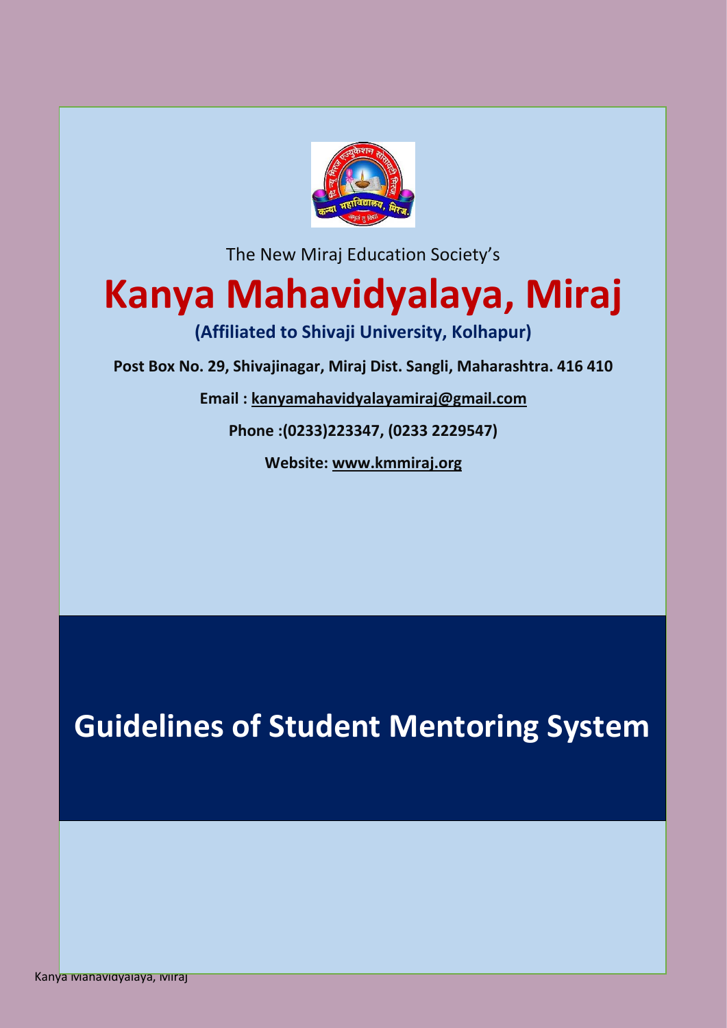The New Miraj Education Society's

# Kanya Mahavidyalaya, Miraj

**(Affiliated to Shivaji University, Kolhapur)**

**Post Box No. 29, Shivajinagar, Miraj Dist. Sangli, Maharashtra. 416 410**

**Email : kanyamahavidyalayamiraj@gmail.com**

**Phone :(0233)223347, (0233 2229547)**

**Website: www.kmmiraj.org**

# Guidelines of Student Mentoring System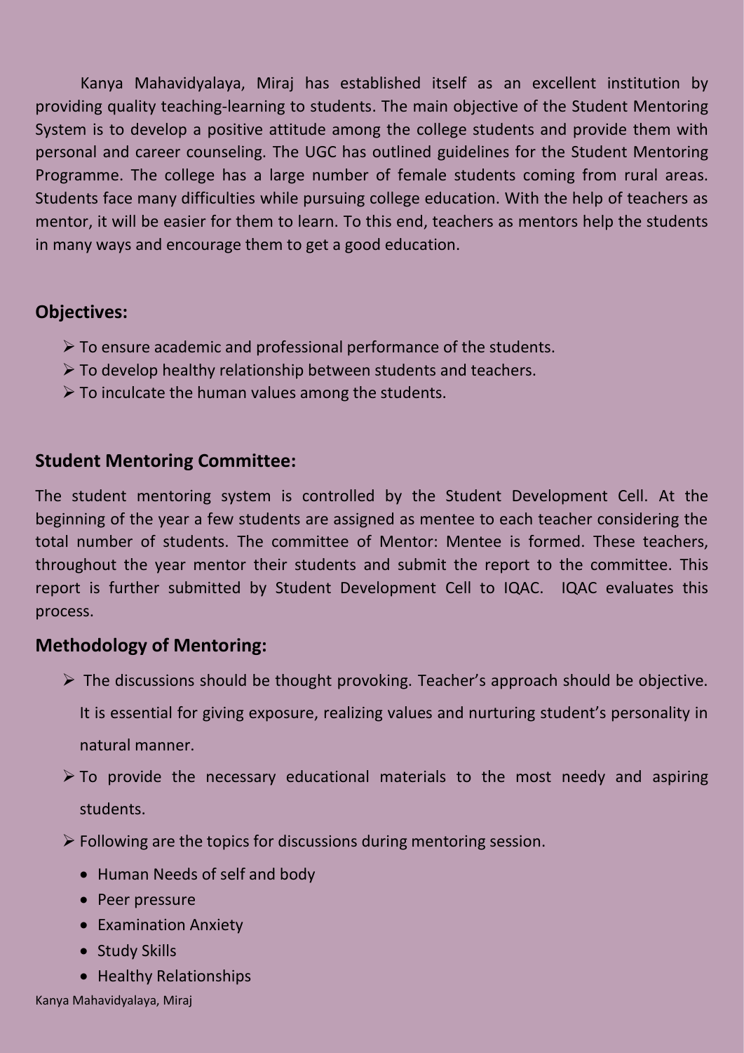Kanya Mahavidyalaya, Miraj has established itself as an excellent institution by providing quality teaching-learning to students. The main objective of the Student Mentoring System is to develop a positive attitude among the college students and provide them with personal and career counseling. The UGC has outlined guidelines for the Student Mentoring Programme. The college has a large number of female students coming from rural areas. Students face many difficulties while pursuing college education. With the help of teachers as mentor, it will be easier for them to learn. To this end, teachers as mentors help the students in many ways and encourage them to get a good education.

## Objectives:

- To ensure academic and professional performance of the students.
- To develop healthy relationship between students and teachers.
- To inculcate the human values among the students.

## Student Mentoring Committee:

The student mentoring system is controlled by the Student Development Cell. At the beginning of the year a few students are assigned as mentee to each teacher considering the total number of students. The committee of Mentor: Mentee is formed. These teachers, throughout the year mentor their students and submit the report to the committee. This report is further submitted by Student Development Cell to IQAC. IQAC evaluates this process.

## Methodology of Mentoring:

- The discussions should be thought provoking. Teacher's approach should be objective. It is essential for giving exposure, realizing values and nurturing student's personality in natural manner.
- To provide the necessary educational materials to the most needy and aspiring students.
- Following are the topics for discussions during mentoring session.
  - Human Needs of self and body
  - Peer pressure
  - Examination Anxiety
  - Study Skills
  - Healthy Relationships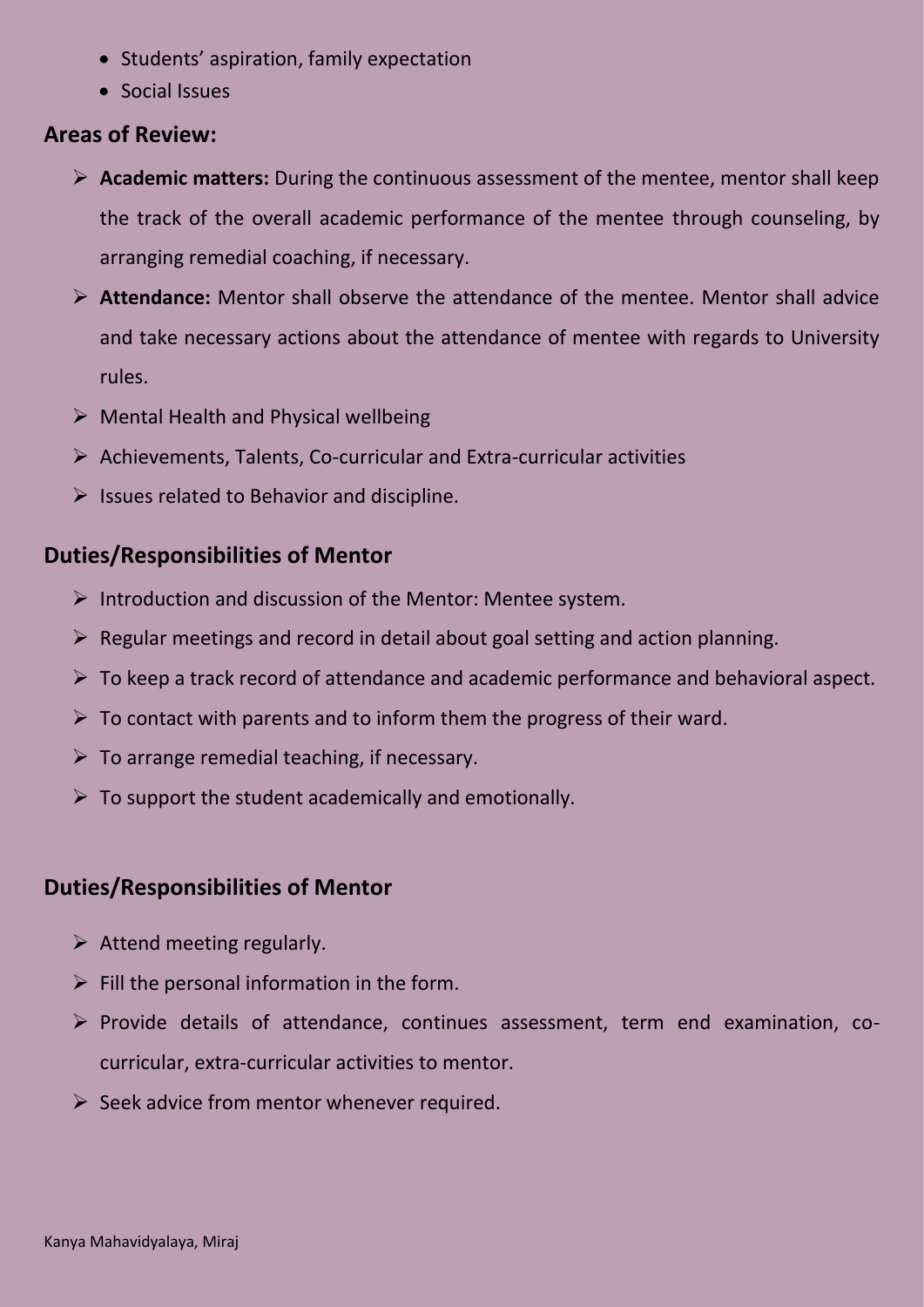- Students' aspiration, family expectation
- Social Issues

## Areas of Review:

- **Academic matters:** During the continuous assessment of the mentee, mentor shall keep the track of the overall academic performance of the mentee through counseling, by arranging remedial coaching, if necessary.
- **Attendance:** Mentor shall observe the attendance of the mentee. Mentor shall advice and take necessary actions about the attendance of mentee with regards to University rules.
- Mental Health and Physical wellbeing
- Achievements, Talents, Co-curricular and Extra-curricular activities
- Issues related to Behavior and discipline.

## Duties/Responsibilities of Mentor

- Introduction and discussion of the Mentor: Mentee system.
- Regular meetings and record in detail about goal setting and action planning.
- To keep a track record of attendance and academic performance and behavioral aspect.
- To contact with parents and to inform them the progress of their ward.
- To arrange remedial teaching, if necessary.
- To support the student academically and emotionally.

## Duties/Responsibilities of Mentor

- Attend meeting regularly.
- Fill the personal information in the form.
- Provide details of attendance, continues assessment, term end examination, co-curricular, extra-curricular activities to mentor.
- Seek advice from mentor whenever required.